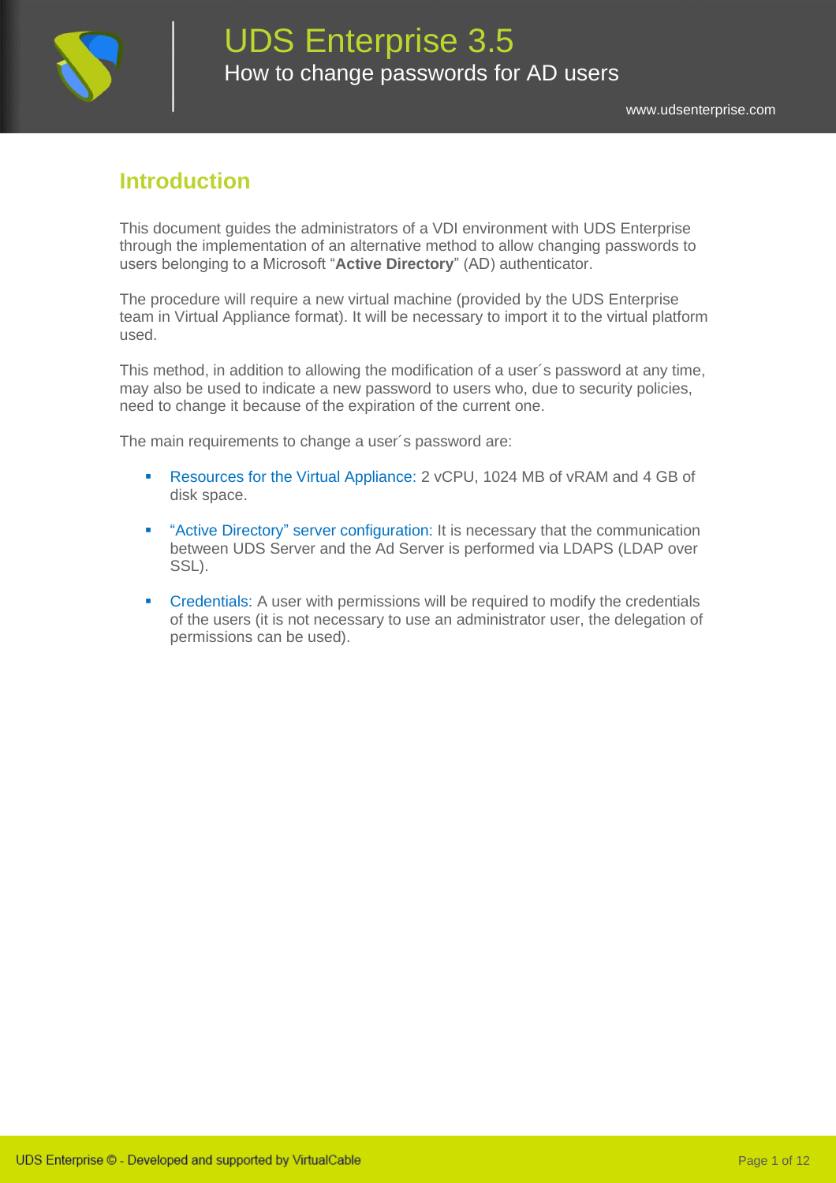# UDS Enterprise 3.5

## How to change passwords for AD users

www.udsenterprise.com

## Introduction

This document guides the administrators of a VDI environment with UDS Enterprise through the implementation of an alternative method to allow changing passwords to users belonging to a Microsoft "**Active Directory**" (AD) authenticator.

The procedure will require a new virtual machine (provided by the UDS Enterprise team in Virtual Appliance format). It will be necessary to import it to the virtual platform used.

This method, in addition to allowing the modification of a user´s password at any time, may also be used to indicate a new password to users who, due to security policies, need to change it because of the expiration of the current one.

The main requirements to change a user´s password are:

- Resources for the Virtual Appliance: 2 vCPU, 1024 MB of vRAM and 4 GB of disk space.
- "Active Directory" server configuration: It is necessary that the communication between UDS Server and the Ad Server is performed via LDAPS (LDAP over SSL).
- Credentials: A user with permissions will be required to modify the credentials of the users (it is not necessary to use an administrator user, the delegation of permissions can be used).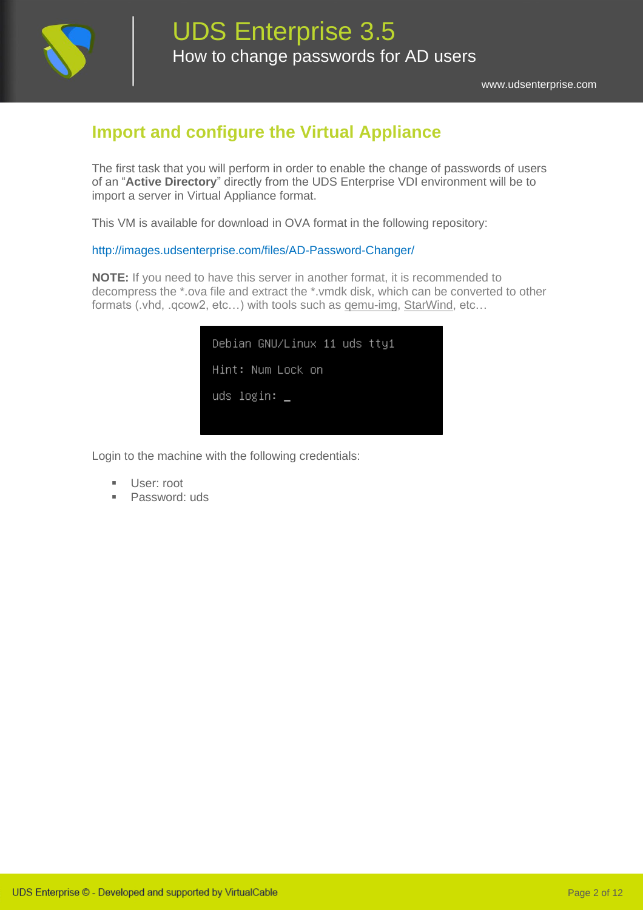## Import and configure the Virtual Appliance

The first task that you will perform in order to enable the change of passwords of users of an "**Active Directory**" directly from the UDS Enterprise VDI environment will be to import a server in Virtual Appliance format.

This VM is available for download in OVA format in the following repository:

http://images.udsenterprise.com/files/AD-Password-Changer/

**NOTE:** If you need to have this server in another format, it is recommended to decompress the *.ova file and extract the *.vmdk disk, which can be converted to other formats (.vhd, .qcow2, etc…) with tools such as qemu-img, StarWind, etc…

```
Debian GNU/Linux 11 uds tty1

Hint: Num Lock on

uds login: _
```

Login to the machine with the following credentials:

- User: root
- Password: uds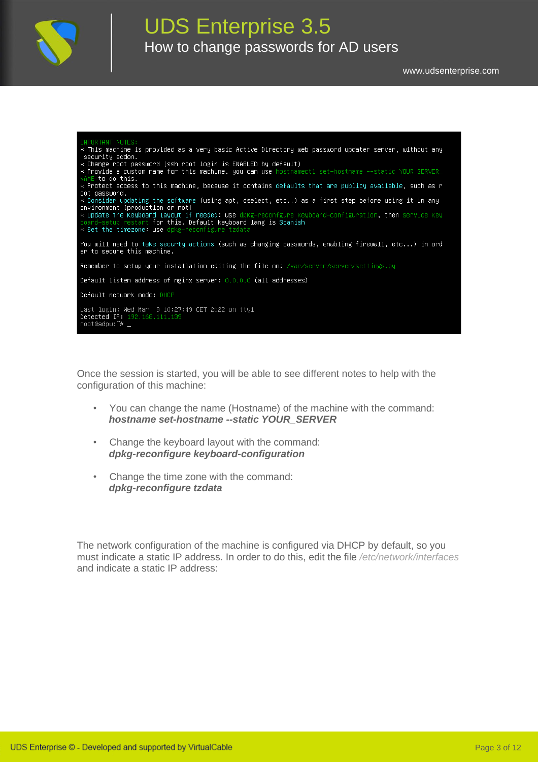```
IMPORTANT NOTES:
* This machine is provided as a very basic Active Directory web password updater server, without any
  security addon.
* Change root password (ssh root login is ENABLED by default)
* Provide a custom name for this machine. you can use hostnamectl set-hostname --static YOUR_SERVER_
NAME to do this.
* Protect access to this machine, because it contains defaults that are publicy available, such as r
oot password.
* Consider updating the software (using apt, dselect, etc..) as a first step before using it in any
environment (production or not)
* Update the keyboard layout if needed: use dpkg-reconfgure keyboard-configuration, then service key
board-setup restart for this. Default keyboard lang is Spanish
* Set the timezone: use dpkg-reconfigure tzdata

You will need to take securty actions (such as changing passwords, enabling firewall, etc...) in ord
er to secure this machine.

Remember to setup your installation editing the file on: /var/server/server/settings.py

Default listen address of nginx server: 0.0.0.0 (all addresses)

Default network mode: DHCP

Last login: Wed Mar  9 10:27:49 CET 2022 on tty1
Detected IP: 192.168.111.189
root@adpw:~# _
```

Once the session is started, you will be able to see different notes to help with the configuration of this machine:

- You can change the name (Hostname) of the machine with the command: ***hostname set-hostname --static YOUR_SERVER***
- Change the keyboard layout with the command: ***dpkg-reconfigure keyboard-configuration***
- Change the time zone with the command: ***dpkg-reconfigure tzdata***

The network configuration of the machine is configured via DHCP by default, so you must indicate a static IP address. In order to do this, edit the file */etc/network/interfaces* and indicate a static IP address: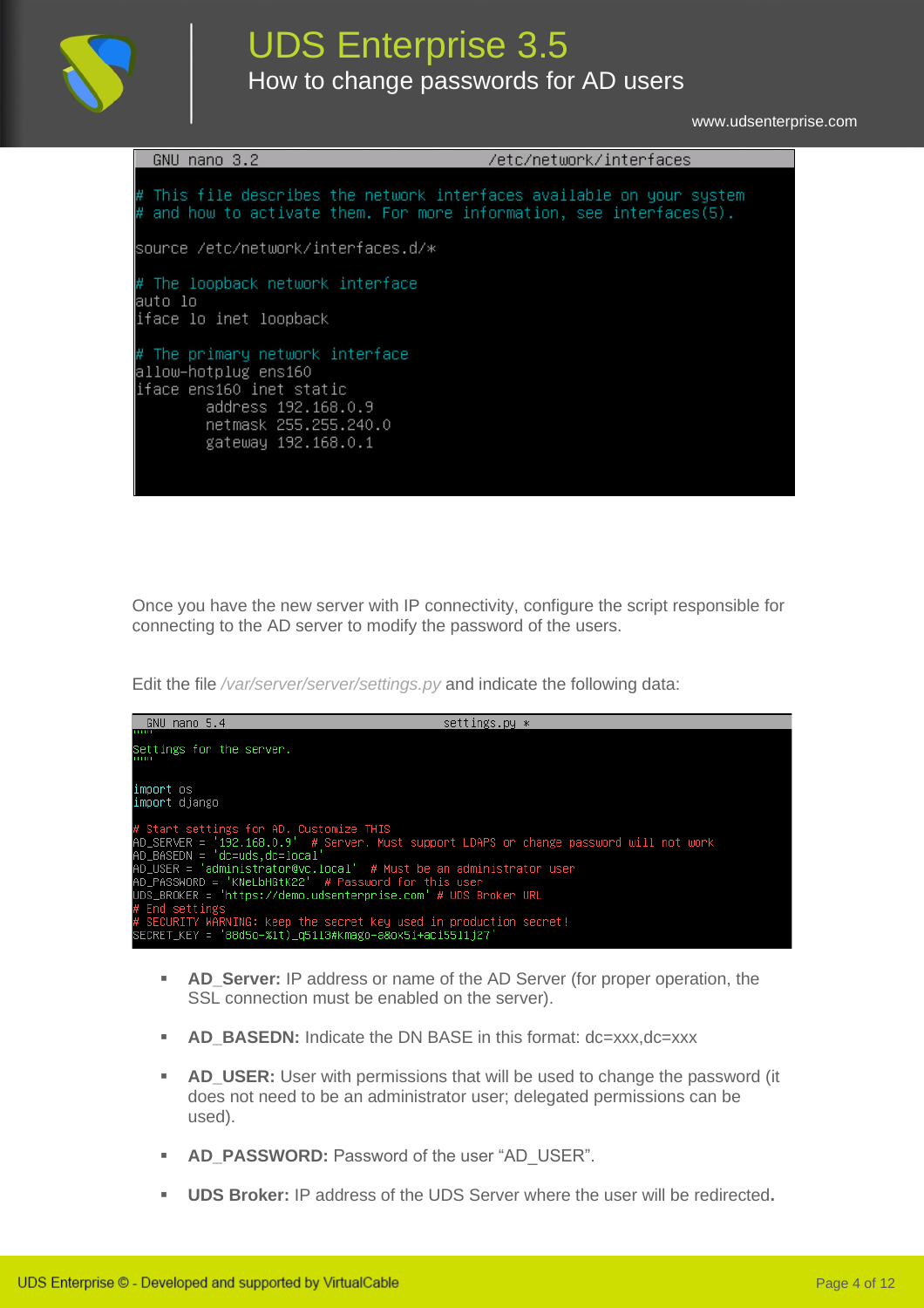```
GNU nano 3.2                    /etc/network/interfaces

# This file describes the network interfaces available on your system
# and how to activate them. For more information, see interfaces(5).

source /etc/network/interfaces.d/*

# The loopback network interface
auto lo
iface lo inet loopback

# The primary network interface
allow-hotplug ens160
iface ens160 inet static
        address 192.168.0.9
        netmask 255.255.240.0
        gateway 192.168.0.1
```

Once you have the new server with IP connectivity, configure the script responsible for connecting to the AD server to modify the password of the users.

Edit the file */var/server/server/settings.py* and indicate the following data:

```
GNU nano 5.4                    settings.py *
"""
Settings for the server.
"""

import os
import django

# Start settings for AD. Customize THIS
AD_SERVER = '192.168.0.9'  # Server. Must support LDAPS or change password will not work
AD_BASEDN = 'dc=uds,dc=local'
AD_USER = 'administrator@vc.local'  # Must be an administrator user
AD_PASSWORD = 'KNeLbHGtK22'  # Password for this user
UDS_BROKER = 'https://demo.udsenterprise.com' # UDS Broker URL
# End settings
# SECURITY WARNING: keep the secret key used in production secret!
SECRET_KEY = '88d5c-%1t)_q5113#kmago-a8ox51+ac15511j27'
```

- **AD_Server:** IP address or name of the AD Server (for proper operation, the SSL connection must be enabled on the server).
- **AD_BASEDN:** Indicate the DN BASE in this format: dc=xxx,dc=xxx
- **AD_USER:** User with permissions that will be used to change the password (it does not need to be an administrator user; delegated permissions can be used).
- **AD_PASSWORD:** Password of the user “AD_USER”.
- **UDS Broker:** IP address of the UDS Server where the user will be redirected**.**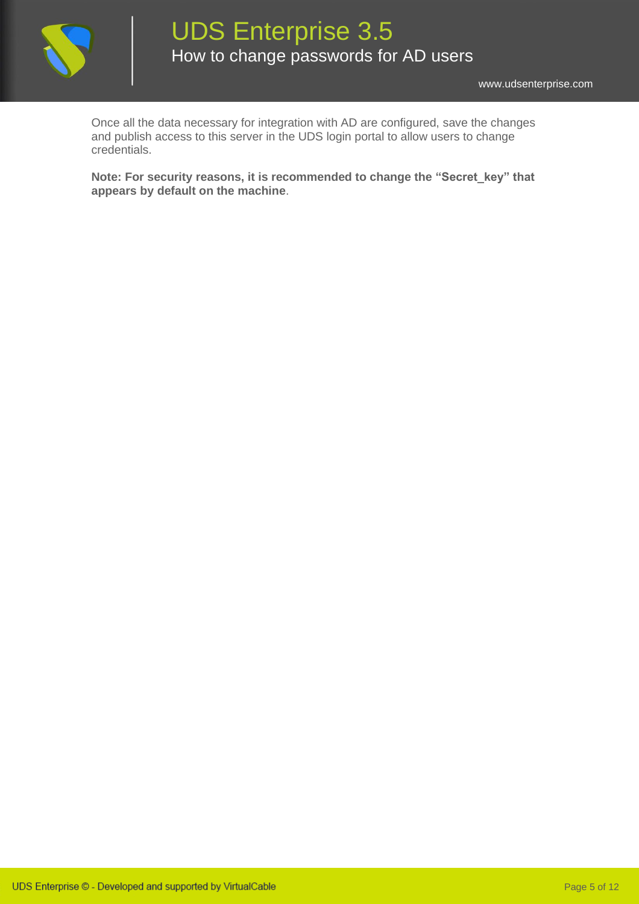Once all the data necessary for integration with AD are configured, save the changes and publish access to this server in the UDS login portal to allow users to change credentials.

**Note: For security reasons, it is recommended to change the "Secret_key" that appears by default on the machine**.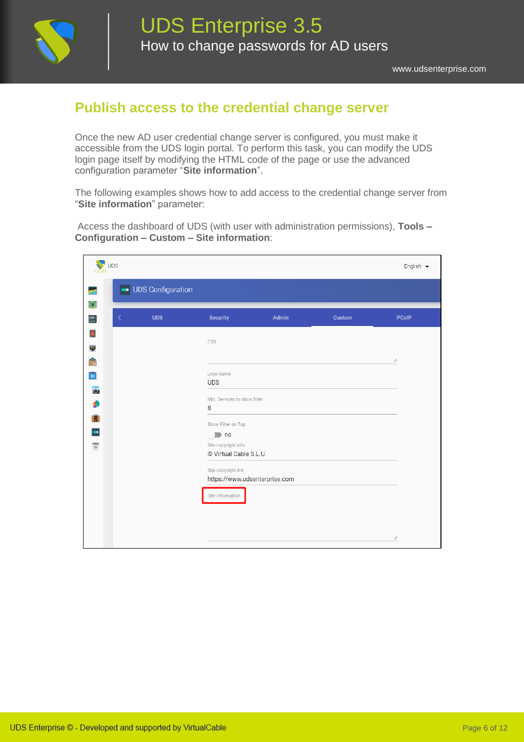## Publish access to the credential change server

Once the new AD user credential change server is configured, you must make it accessible from the UDS login portal. To perform this task, you can modify the UDS login page itself by modifying the HTML code of the page or use the advanced configuration parameter "**Site information**".

The following examples shows how to add access to the credential change server from "**Site information**" parameter:

Access the dashboard of UDS (with user with administration permissions), **Tools – Configuration – Custom – Site information**: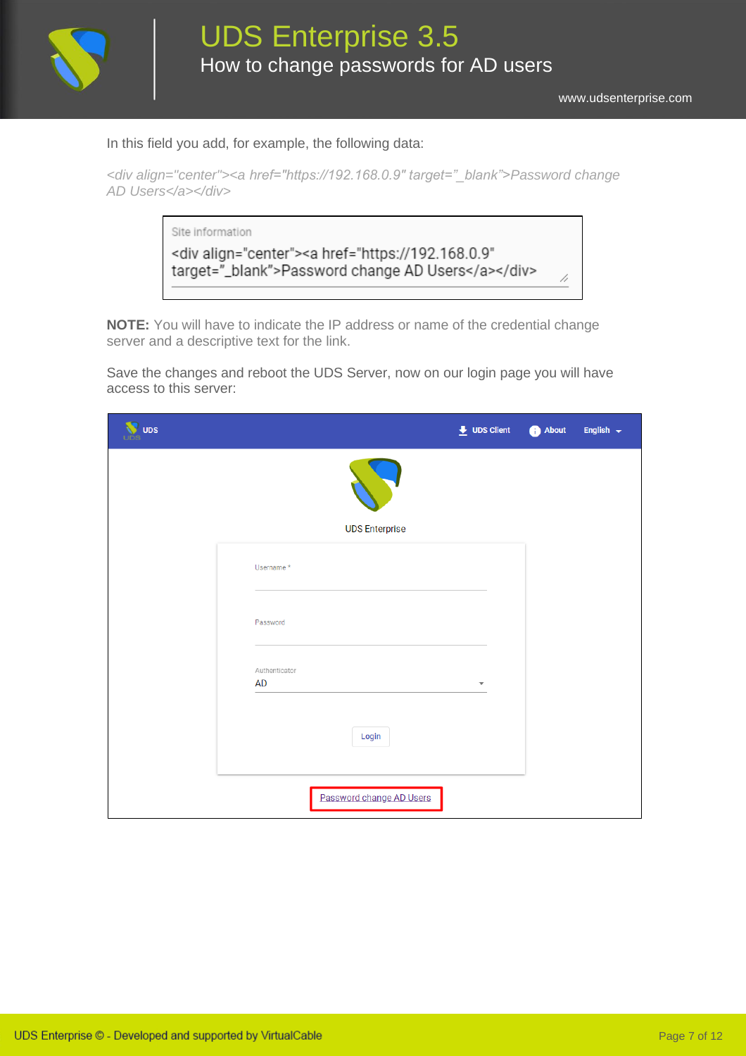In this field you add, for example, the following data:

*<div align="center"><a href="https://192.168.0.9" target="_blank">Password change AD Users</a></div>*

**NOTE:** You will have to indicate the IP address or name of the credential change server and a descriptive text for the link.

Save the changes and reboot the UDS Server, now on our login page you will have access to this server: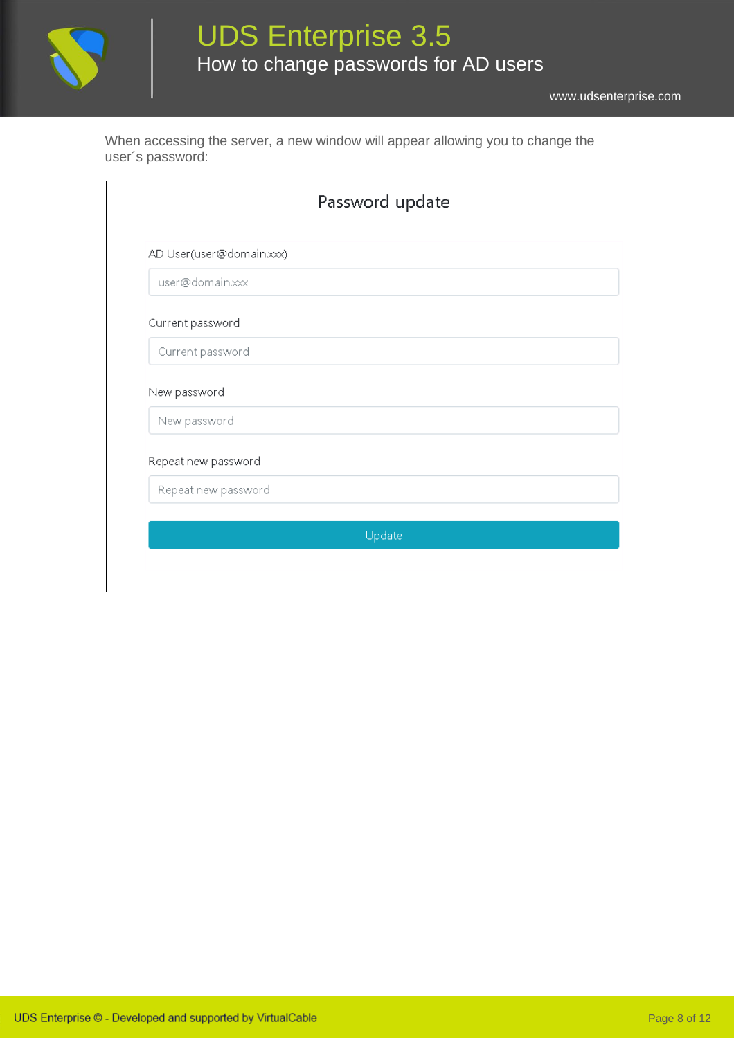When accessing the server, a new window will appear allowing you to change the user´s password:

Password update

AD User(user@domain.xxx)

user@domain.xxx

Current password

Current password

New password

New password

Repeat new password

Repeat new password

Update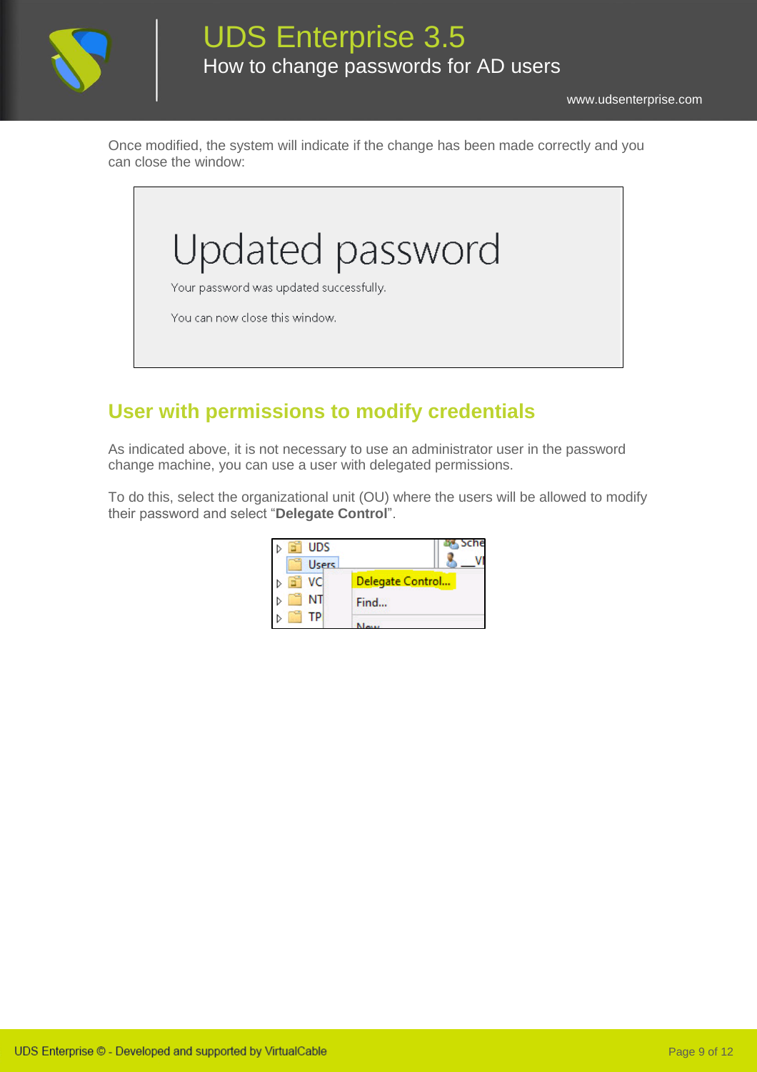Once modified, the system will indicate if the change has been made correctly and you can close the window:

## User with permissions to modify credentials

As indicated above, it is not necessary to use an administrator user in the password change machine, you can use a user with delegated permissions.

To do this, select the organizational unit (OU) where the users will be allowed to modify their password and select "**Delegate Control**".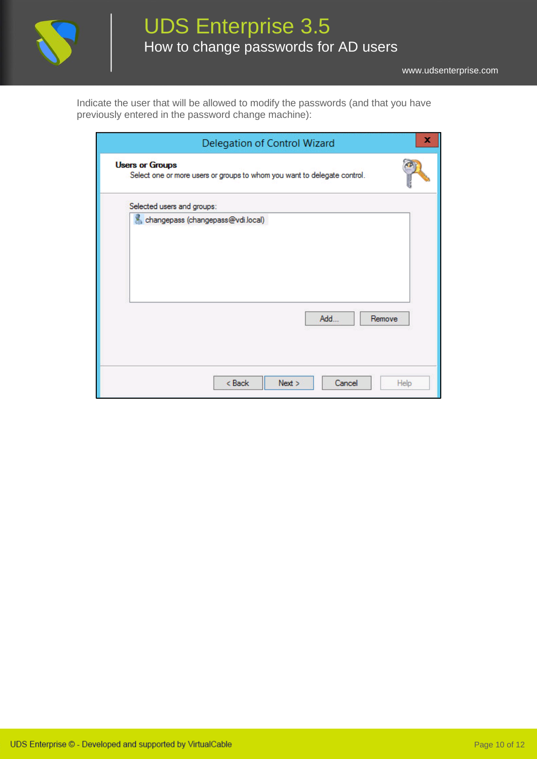Indicate the user that will be allowed to modify the passwords (and that you have previously entered in the password change machine):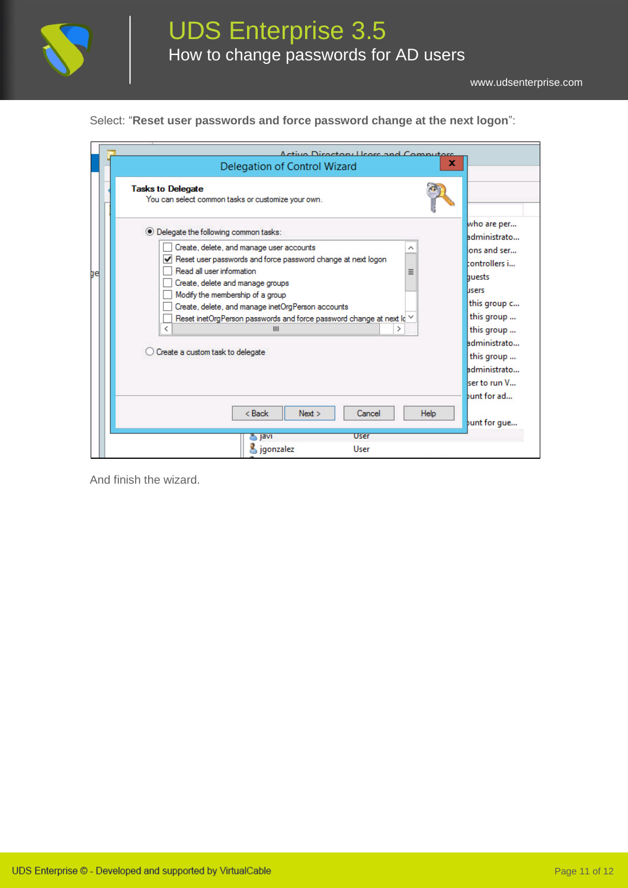Select: "**Reset user passwords and force password change at the next logon**":

And finish the wizard.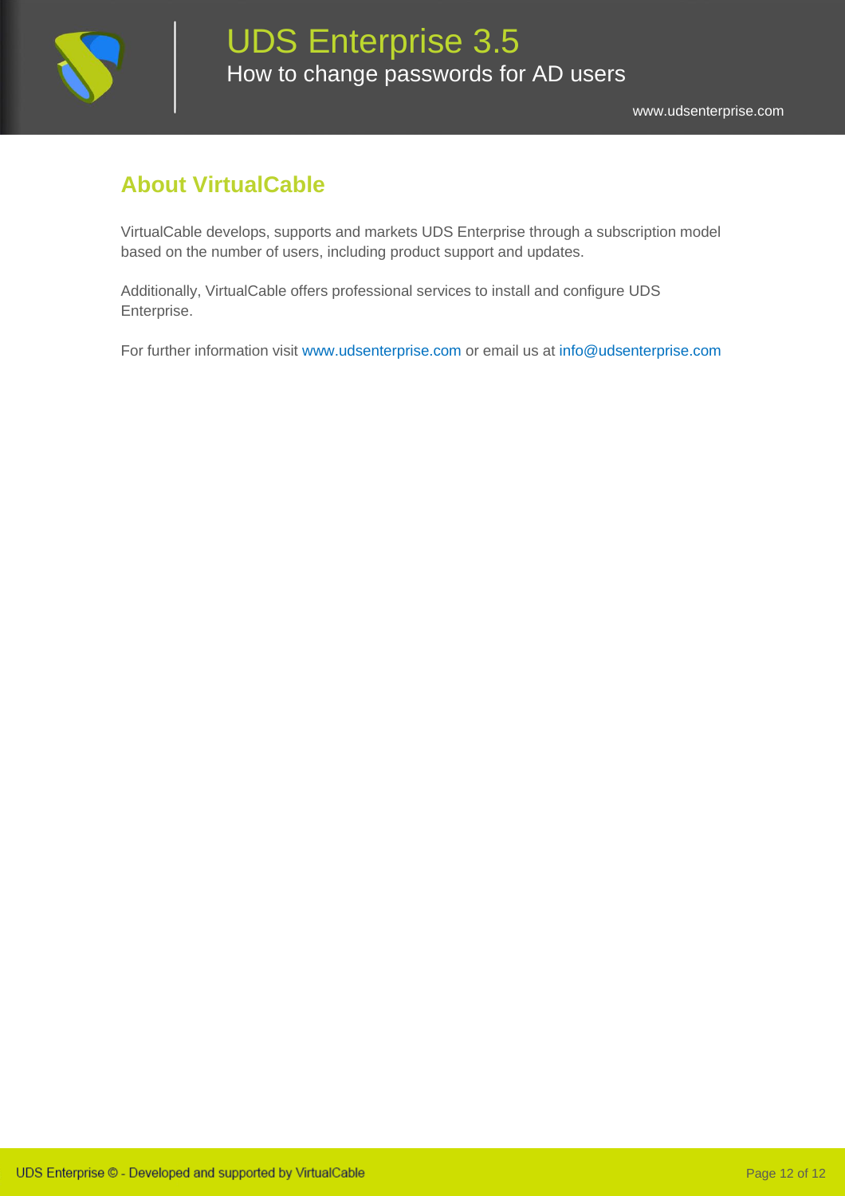## About VirtualCable

VirtualCable develops, supports and markets UDS Enterprise through a subscription model based on the number of users, including product support and updates.

Additionally, VirtualCable offers professional services to install and configure UDS Enterprise.

For further information visit www.udsenterprise.com or email us at info@udsenterprise.com